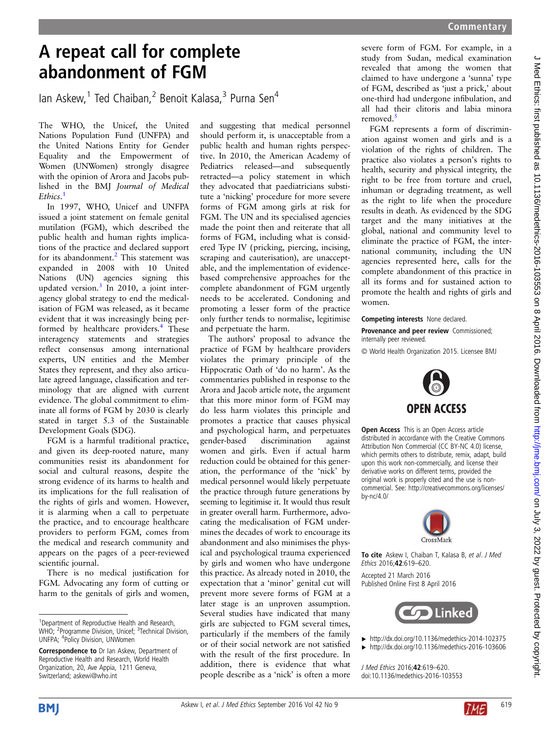# A repeat call for complete abandonment of FGM

Ian Askew,[1] Ted Chaiban,[2] Benoit Kalasa,[3] Purna Sen[4]

The WHO, the Unicef, the United Nations Population Fund (UNFPA) and the United Nations Entity for Gender Equality and the Empowerment of Women (UNWomen) strongly disagree with the opinion of Arora and Jacobs published in the BMJ *Journal of Medical Ethics*.[1]

In 1997, WHO, Unicef and UNFPA issued a joint statement on female genital mutilation (FGM), which described the public health and human rights implications of the practice and declared support for its abandonment.[2] This statement was expanded in 2008 with 10 United Nations (UN) agencies signing this updated version.[3] In 2010, a joint interagency global strategy to end the medicalisation of FGM was released, as it became evident that it was increasingly being performed by healthcare providers.[4] These interagency statements and strategies reflect consensus among international experts, UN entities and the Member States they represent, and they also articulate agreed language, classification and terminology that are aligned with current evidence. The global commitment to eliminate all forms of FGM by 2030 is clearly stated in target 5.3 of the Sustainable Development Goals (SDG).

FGM is a harmful traditional practice, and given its deep-rooted nature, many communities resist its abandonment for social and cultural reasons, despite the strong evidence of its harms to health and its implications for the full realisation of the rights of girls and women. However, it is alarming when a call to perpetuate the practice, and to encourage healthcare providers to perform FGM, comes from the medical and research community and appears on the pages of a peer-reviewed scientific journal.

There is no medical justification for FGM. Advocating any form of cutting or harm to the genitals of girls and women, and suggesting that medical personnel should perform it, is unacceptable from a public health and human rights perspective. In 2010, the American Academy of Pediatrics released—and subsequently retracted—a policy statement in which they advocated that paediatricians substitute a 'nicking' procedure for more severe forms of FGM among girls at risk for FGM. The UN and its specialised agencies made the point then and reiterate that all forms of FGM, including what is considered Type IV (pricking, piercing, incising, scraping and cauterisation), are unacceptable, and the implementation of evidence-based comprehensive approaches for the complete abandonment of FGM urgently needs to be accelerated. Condoning and promoting a lesser form of the practice only further tends to normalise, legitimise and perpetuate the harm.

The authors' proposal to advance the practice of FGM by healthcare providers violates the primary principle of the Hippocratic Oath of 'do no harm'. As the commentaries published in response to the Arora and Jacob article note, the argument that this more minor form of FGM may do less harm violates this principle and promotes a practice that causes physical and psychological harm, and perpetuates gender-based discrimination against women and girls. Even if actual harm reduction could be obtained for this generation, the performance of the 'nick' by medical personnel would likely perpetuate the practice through future generations by seeming to legitimise it. It would thus result in greater overall harm. Furthermore, advocating the medicalisation of FGM undermines the decades of work to encourage its abandonment and also minimises the physical and psychological trauma experienced by girls and women who have undergone this practice. As already noted in 2010, the expectation that a 'minor' genital cut will prevent more severe forms of FGM at a later stage is an unproven assumption. Several studies have indicated that many girls are subjected to FGM several times, particularly if the members of the family or of their social network are not satisfied with the result of the first procedure. In addition, there is evidence that what people describe as a 'nick' is often a more severe form of FGM. For example, in a study from Sudan, medical examination revealed that among the women that claimed to have undergone a 'sunna' type of FGM, described as 'just a prick,' about one-third had undergone infibulation, and all had their clitoris and labia minora removed.[5]

FGM represents a form of discrimination against women and girls and is a violation of the rights of children. The practice also violates a person's rights to health, security and physical integrity, the right to be free from torture and cruel, inhuman or degrading treatment, as well as the right to life when the procedure results in death. As evidenced by the SDG target and the many initiatives at the global, national and community level to eliminate the practice of FGM, the international community, including the UN agencies represented here, calls for the complete abandonment of this practice in all its forms and for sustained action to promote the health and rights of girls and women.

**Competing interests** None declared.

**Provenance and peer review** Commissioned; internally peer reviewed.

© World Health Organization 2015. Licensee BMJ

OPEN ACCESS

**Open Access** This is an Open Access article distributed in accordance with the Creative Commons Attribution Non Commercial (CC BY-NC 4.0) license, which permits others to distribute, remix, adapt, build upon this work non-commercially, and license their derivative works on different terms, provided the original work is properly cited and the use is non-commercial. See: http://creativecommons.org/licenses/by-nc/4.0/

**To cite** Askew I, Chaiban T, Kalasa B, *et al*. *J Med Ethics* 2016;**42**:619–620.

Accepted 21 March 2016
Published Online First 8 April 2016

- http://dx.doi.org/10.1136/medethics-2014-102375
- http://dx.doi.org/10.1136/medethics-2016-103606

*J Med Ethics* 2016;**42**:619–620.
doi:10.1136/medethics-2016-103553

---

[1]Department of Reproductive Health and Research, WHO; [2]Programme Division, Unicef; [3]Technical Division, UNFPA; [4]Policy Division, UNWomen

**Correspondence to** Dr Ian Askew, Department of Reproductive Health and Research, World Health Organization, 20, Ave Appia, 1211 Geneva, Switzerland; askewi@who.int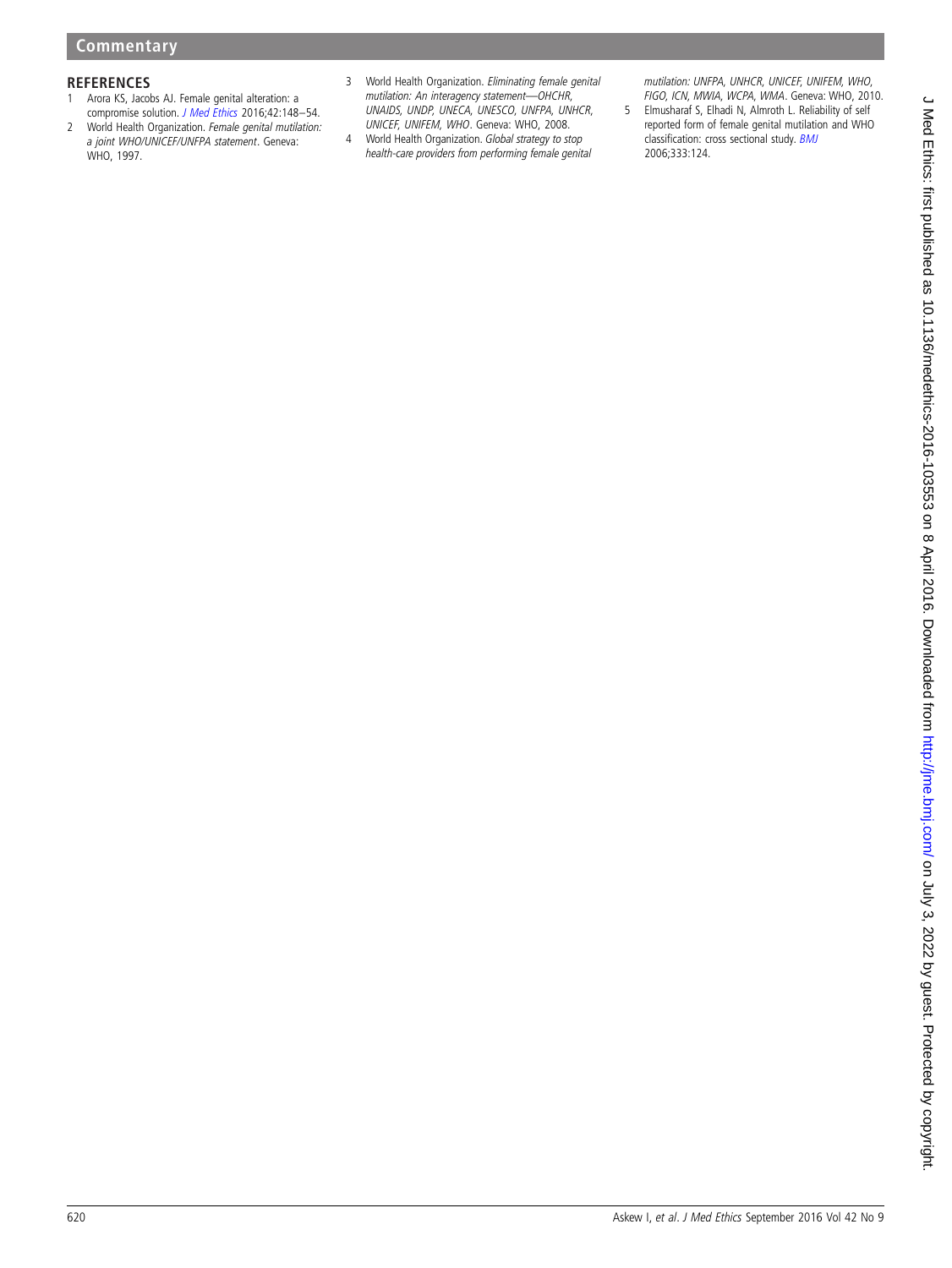## REFERENCES

1. Arora KS, Jacobs AJ. Female genital alteration: a compromise solution. *J Med Ethics* 2016;42:148–54.
2. World Health Organization. *Female genital mutilation: a joint WHO/UNICEF/UNFPA statement*. Geneva: WHO, 1997.
3. World Health Organization. *Eliminating female genital mutilation: An interagency statement—OHCHR, UNAIDS, UNDP, UNECA, UNESCO, UNFPA, UNHCR, UNICEF, UNIFEM, WHO*. Geneva: WHO, 2008.
4. World Health Organization. *Global strategy to stop health-care providers from performing female genital mutilation: UNFPA, UNHCR, UNICEF, UNIFEM, WHO, FIGO, ICN, MWIA, WCPA, WMA*. Geneva: WHO, 2010.
5. Elmusharaf S, Elhadi N, Almroth L. Reliability of self reported form of female genital mutilation and WHO classification: cross sectional study. *BMJ* 2006;333:124.